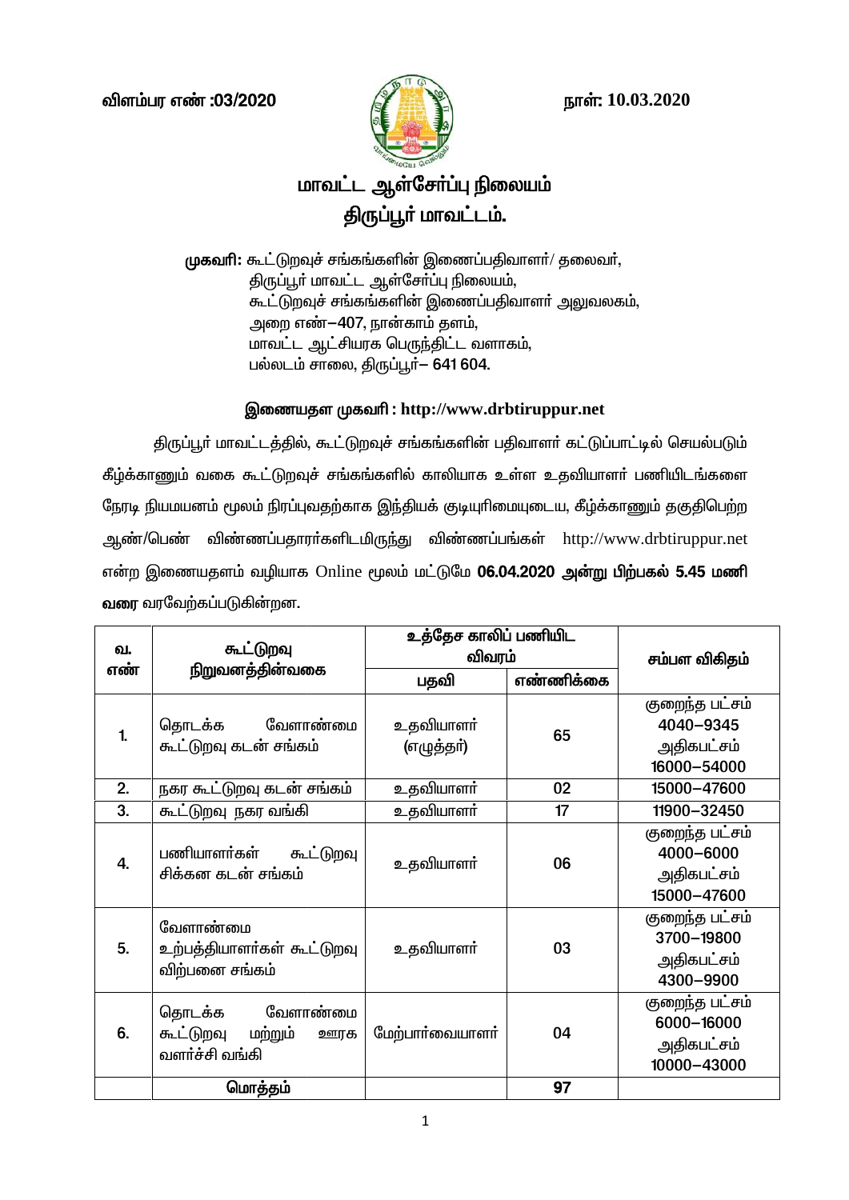விளம்பர எண் :03/2020

நாள்: 10.03.2020

# மாவட்ட ஆள்சேர்ப்பு நிலையம்
# திருப்பூர் மாவட்டம்.

**முகவரி:** கூட்டுறவுச் சங்கங்களின் இணைப்பதிவாளர்/ தலைவர்,
திருப்பூர் மாவட்ட ஆள்சேர்ப்பு நிலையம்,
கூட்டுறவுச் சங்கங்களின் இணைப்பதிவாளர் அலுவலகம்,
அறை எண்–407, நான்காம் தளம்,
மாவட்ட ஆட்சியரக பெருந்திட்ட வளாகம்,
பல்லடம் சாலை, திருப்பூர்– 641 604.

**இணையதள முகவரி : http://www.drbtiruppur.net**

திருப்பூர் மாவட்டத்தில், கூட்டுறவுச் சங்கங்களின் பதிவாளர் கட்டுப்பாட்டில் செயல்படும் கீழ்க்காணும் வகை கூட்டுறவுச் சங்கங்களில் காலியாக உள்ள உதவியாளர் பணியிடங்களை நேரடி நியமனம் மூலம் நிரப்புவதற்காக இந்தியக் குடியுரிமையுடைய, கீழ்க்காணும் தகுதிபெற்ற ஆண்/பெண் விண்ணப்பதாரர்களிடமிருந்து விண்ணப்பங்கள் http://www.drbtiruppur.net என்ற இணையதளம் வழியாக Online மூலம் மட்டுமே **06.04.2020 அன்று பிற்பகல் 5.45 மணி வரை** வரவேற்கப்படுகின்றன.

| வ. எண் | கூட்டுறவு நிறுவனத்தின்வகை | உத்தேச காலிப் பணியிட விவரம் | | சம்பள விகிதம் |
|---|---|---|---|---|
| | | பதவி | எண்ணிக்கை | |
| 1. | தொடக்க வேளாண்மை கூட்டுறவு கடன் சங்கம் | உதவியாளர் (எழுத்தர்) | 65 | குறைந்த பட்சம் 4040–9345 அதிகபட்சம் 16000–54000 |
| 2. | நகர கூட்டுறவு கடன் சங்கம் | உதவியாளர் | 02 | 15000–47600 |
| 3. | கூட்டுறவு நகர வங்கி | உதவியாளர் | 17 | 11900–32450 |
| 4. | பணியாளர்கள் கூட்டுறவு சிக்கன கடன் சங்கம் | உதவியாளர் | 06 | குறைந்த பட்சம் 4000–6000 அதிகபட்சம் 15000–47600 |
| 5. | வேளாண்மை உற்பத்தியாளர்கள் கூட்டுறவு விற்பனை சங்கம் | உதவியாளர் | 03 | குறைந்த பட்சம் 3700–19800 அதிகபட்சம் 4300–9900 |
| 6. | தொடக்க வேளாண்மை கூட்டுறவு மற்றும் ஊரக வளர்ச்சி வங்கி | மேற்பார்வையாளர் | 04 | குறைந்த பட்சம் 6000–16000 அதிகபட்சம் 10000–43000 |
| | மொத்தம் | | 97 | |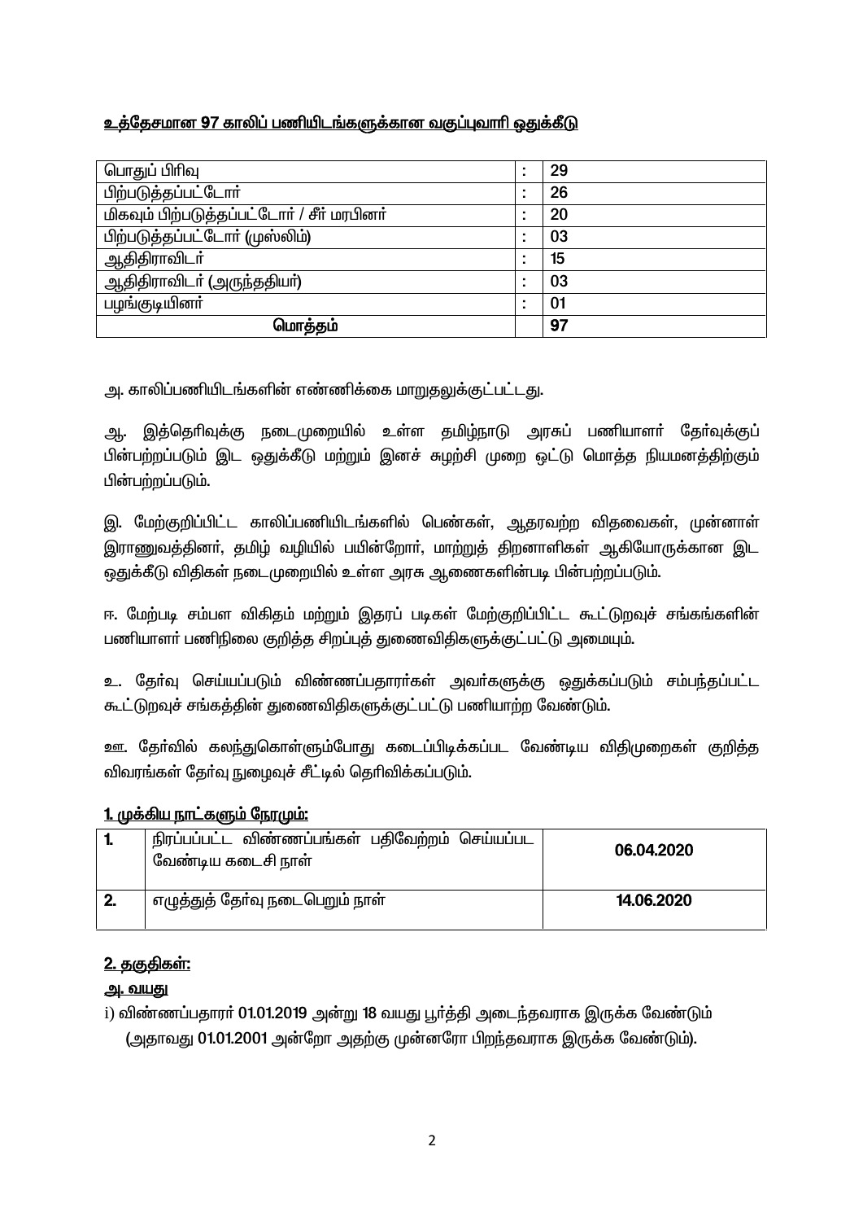**<u>உத்தேசமான 97 காலிப் பணியிடங்களுக்கான வகுப்புவாரி ஒதுக்கீடு</u>**

| | | |
|---|---|---|
| பொதுப் பிரிவு | : | 29 |
| பிற்படுத்தப்பட்டோர் | : | 26 |
| மிகவும் பிற்படுத்தப்பட்டோர் / சீர் மரபினர் | : | 20 |
| பிற்படுத்தப்பட்டோர் (முஸ்லிம்) | : | 03 |
| ஆதிதிராவிடர் | : | 15 |
| ஆதிதிராவிடர் (அருந்ததியர்) | : | 03 |
| பழங்குடியினர் | : | 01 |
| **மொத்தம்** | | **97** |

அ. காலிப்பணியிடங்களின் எண்ணிக்கை மாறுதலுக்குட்பட்டது.

ஆ. இத்தெரிவுக்கு நடைமுறையில் உள்ள தமிழ்நாடு அரசுப் பணியாளர் தேர்வுக்குப் பின்பற்றப்படும் இட ஒதுக்கீடு மற்றும் இனச் சுழற்சி முறை ஒட்டு மொத்த நியமனத்திற்கும் பின்பற்றப்படும்.

இ. மேற்குறிப்பிட்ட காலிப்பணியிடங்களில் பெண்கள், ஆதரவற்ற விதவைகள், முன்னாள் இராணுவத்தினர், தமிழ் வழியில் பயின்றோர், மாற்றுத் திறனாளிகள் ஆகியோருக்கான இட ஒதுக்கீடு விதிகள் நடைமுறையில் உள்ள அரசு ஆணைகளின்படி பின்பற்றப்படும்.

ஈ. மேற்படி சம்பள விகிதம் மற்றும் இதரப் படிகள் மேற்குறிப்பிட்ட கூட்டுறவுச் சங்கங்களின் பணியாளர் பணிநிலை குறித்த சிறப்புத் துணைவிதிகளுக்குட்பட்டு அமையும்.

உ. தேர்வு செய்யப்படும் விண்ணப்பதாரர்கள் அவர்களுக்கு ஒதுக்கப்படும் சம்பந்தப்பட்ட கூட்டுறவுச் சங்கத்தின் துணைவிதிகளுக்குட்பட்டு பணியாற்ற வேண்டும்.

ஊ. தேர்வில் கலந்துகொள்ளும்போது கடைப்பிடிக்கப்பட வேண்டிய விதிமுறைகள் குறித்த விவரங்கள் தேர்வு நுழைவுச் சீட்டில் தெரிவிக்கப்படும்.

**<u>1. முக்கிய நாட்களும் நேரமும்:</u>**

| | | |
|---|---|---|
| **1.** | நிரப்பப்பட்ட விண்ணப்பங்கள் பதிவேற்றம் செய்யப்பட வேண்டிய கடைசி நாள் | **06.04.2020** |
| **2.** | எழுத்துத் தேர்வு நடைபெறும் நாள் | **14.06.2020** |

**<u>2. தகுதிகள்:</u>**

**<u>அ. வயது</u>**

i) விண்ணப்பதாரர் 01.01.2019 அன்று 18 வயது பூர்த்தி அடைந்தவராக இருக்க வேண்டும் (அதாவது 01.01.2001 அன்றோ அதற்கு முன்னரோ பிறந்தவராக இருக்க வேண்டும்).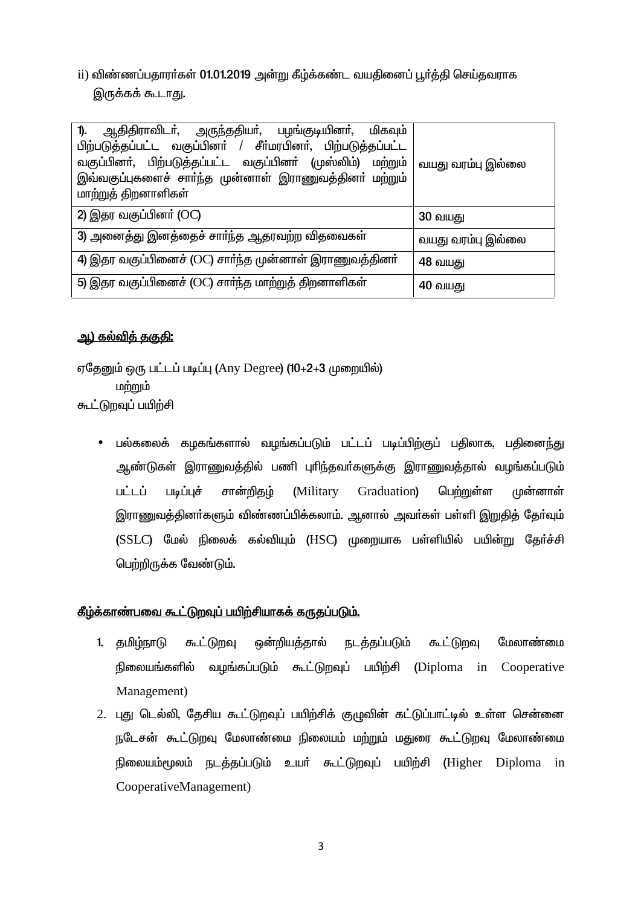ii) விண்ணப்பதாரர்கள் 01.01.2019 அன்று கீழ்க்கண்ட வயதினைப் பூர்த்தி செய்தவராக இருக்கக் கூடாது.

| | |
|---|---|
| 1). ஆதிதிராவிடர், அருந்ததியர், பழங்குடியினர், மிகவும் பிற்படுத்தப்பட்ட வகுப்பினர் / சீர்மரபினர், பிற்படுத்தப்பட்ட வகுப்பினர், பிற்படுத்தப்பட்ட வகுப்பினர் (முஸ்லிம்) மற்றும் இவ்வகுப்புகளைச் சார்ந்த முன்னாள் இராணுவத்தினர் மற்றும் மாற்றுத் திறனாளிகள் | வயது வரம்பு இல்லை |
| 2) இதர வகுப்பினர் (OC) | 30 வயது |
| 3) அனைத்து இனத்தைச் சார்ந்த ஆதரவற்ற விதவைகள் | வயது வரம்பு இல்லை |
| 4) இதர வகுப்பினைச் (OC) சார்ந்த முன்னாள் இராணுவத்தினர் | 48 வயது |
| 5) இதர வகுப்பினைச் (OC) சார்ந்த மாற்றுத் திறனாளிகள் | 40 வயது |

**<u>ஆ) கல்வித் தகுதி:</u>**

ஏதேனும் ஒரு பட்டப் படிப்பு (Any Degree) (10+2+3 முறையில்)
மற்றும்
கூட்டுறவுப் பயிற்சி

- பல்கலைக் கழகங்களால் வழங்கப்படும் பட்டப் படிப்பிற்குப் பதிலாக, பதினைந்து ஆண்டுகள் இராணுவத்தில் பணி புரிந்தவர்களுக்கு இராணுவத்தால் வழங்கப்படும் பட்டப் படிப்புச் சான்றிதழ் (Military Graduation) பெற்றுள்ள முன்னாள் இராணுவத்தினர்களும் விண்ணப்பிக்கலாம். ஆனால் அவர்கள் பள்ளி இறுதித் தேர்வும் (SSLC) மேல் நிலைக் கல்வியும் (HSC) முறையாக பள்ளியில் பயின்று தேர்ச்சி பெற்றிருக்க வேண்டும்.

**<u>கீழ்க்காண்பவை கூட்டுறவுப் பயிற்சியாகக் கருதப்படும்.</u>**

1. தமிழ்நாடு கூட்டுறவு ஒன்றியத்தால் நடத்தப்படும் கூட்டுறவு மேலாண்மை நிலையங்களில் வழங்கப்படும் கூட்டுறவுப் பயிற்சி (Diploma in Cooperative Management)
2. புது டெல்லி, தேசிய கூட்டுறவுப் பயிற்சிக் குழுவின் கட்டுப்பாட்டில் உள்ள சென்னை நடேசன் கூட்டுறவு மேலாண்மை நிலையம் மற்றும் மதுரை கூட்டுறவு மேலாண்மை நிலையம்மூலம் நடத்தப்படும் உயர் கூட்டுறவுப் பயிற்சி (Higher Diploma in CooperativeManagement)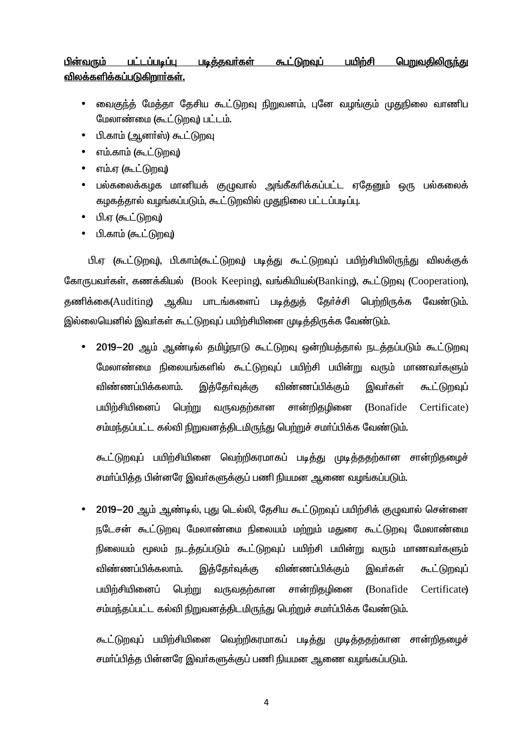**<u>பின்வரும் பட்டப்படிப்பு படித்தவர்கள் கூட்டுறவுப் பயிற்சி பெறுவதிலிருந்து விலக்களிக்கப்படுகிறார்கள்.</u>**

- வைகுந்த் மேத்தா தேசிய கூட்டுறவு நிறுவனம், புனே வழங்கும் முதுநிலை வாணிப மேலாண்மை (கூட்டுறவு) பட்டம்.
- பி.காம் (ஆனர்ஸ்) கூட்டுறவு
- எம்.காம் (கூட்டுறவு)
- எம்.ஏ (கூட்டுறவு)
- பல்கலைக்கழக மானியக் குழுவால் அங்கீகரிக்கப்பட்ட ஏதேனும் ஒரு பல்கலைக் கழகத்தால் வழங்கப்படும், கூட்டுறவில் முதுநிலை பட்டப்படிப்பு.
- பி.ஏ (கூட்டுறவு)
- பி.காம் (கூட்டுறவு)

பி.ஏ (கூட்டுறவு), பி.காம்(கூட்டுறவு) படித்து கூட்டுறவுப் பயிற்சியிலிருந்து விலக்குக் கோருபவர்கள், கணக்கியல் (Book Keeping), வங்கியியல்(Banking), கூட்டுறவு (Cooperation), தணிக்கை(Auditing) ஆகிய பாடங்களைப் படித்துத் தேர்ச்சி பெற்றிருக்க வேண்டும். இல்லையெனில் இவர்கள் கூட்டுறவுப் பயிற்சியினை முடித்திருக்க வேண்டும்.

- **2019–20 ஆம் ஆண்டில் தமிழ்நாடு கூட்டுறவு ஒன்றியத்தால் நடத்தப்படும் கூட்டுறவு மேலாண்மை நிலையங்களில் கூட்டுறவுப் பயிற்சி பயின்று வரும் மாணவர்களும் விண்ணப்பிக்கலாம். இத்தேர்வுக்கு விண்ணப்பிக்கும் இவர்கள் கூட்டுறவுப் பயிற்சியினைப் பெற்று வருவதற்கான சான்றிதழினை (Bonafide Certificate) சம்மந்தப்பட்ட கல்வி நிறுவனத்திடமிருந்து பெற்றுச் சமர்ப்பிக்க வேண்டும்.**

  **கூட்டுறவுப் பயிற்சியினை வெற்றிகரமாகப் படித்து முடித்ததற்கான சான்றிதழைச் சமர்ப்பித்த பின்னரே இவர்களுக்குப் பணி நியமன ஆணை வழங்கப்படும்.**

- **2019–20 ஆம் ஆண்டில், புது டெல்லி, தேசிய கூட்டுறவுப் பயிற்சிக் குழுவால் சென்னை நடேசன் கூட்டுறவு மேலாண்மை நிலையம் மற்றும் மதுரை கூட்டுறவு மேலாண்மை நிலையம் மூலம் நடத்தப்படும் கூட்டுறவுப் பயிற்சி பயின்று வரும் மாணவர்களும் விண்ணப்பிக்கலாம். இத்தேர்வுக்கு விண்ணப்பிக்கும் இவர்கள் கூட்டுறவுப் பயிற்சியினைப் பெற்று வருவதற்கான சான்றிதழினை (Bonafide Certificate) சம்மந்தப்பட்ட கல்வி நிறுவனத்திடமிருந்து பெற்றுச் சமர்ப்பிக்க வேண்டும்.**

  **கூட்டுறவுப் பயிற்சியினை வெற்றிகரமாகப் படித்து முடித்ததற்கான சான்றிதழைச் சமர்ப்பித்த பின்னரே இவர்களுக்குப் பணி நியமன ஆணை வழங்கப்படும்.**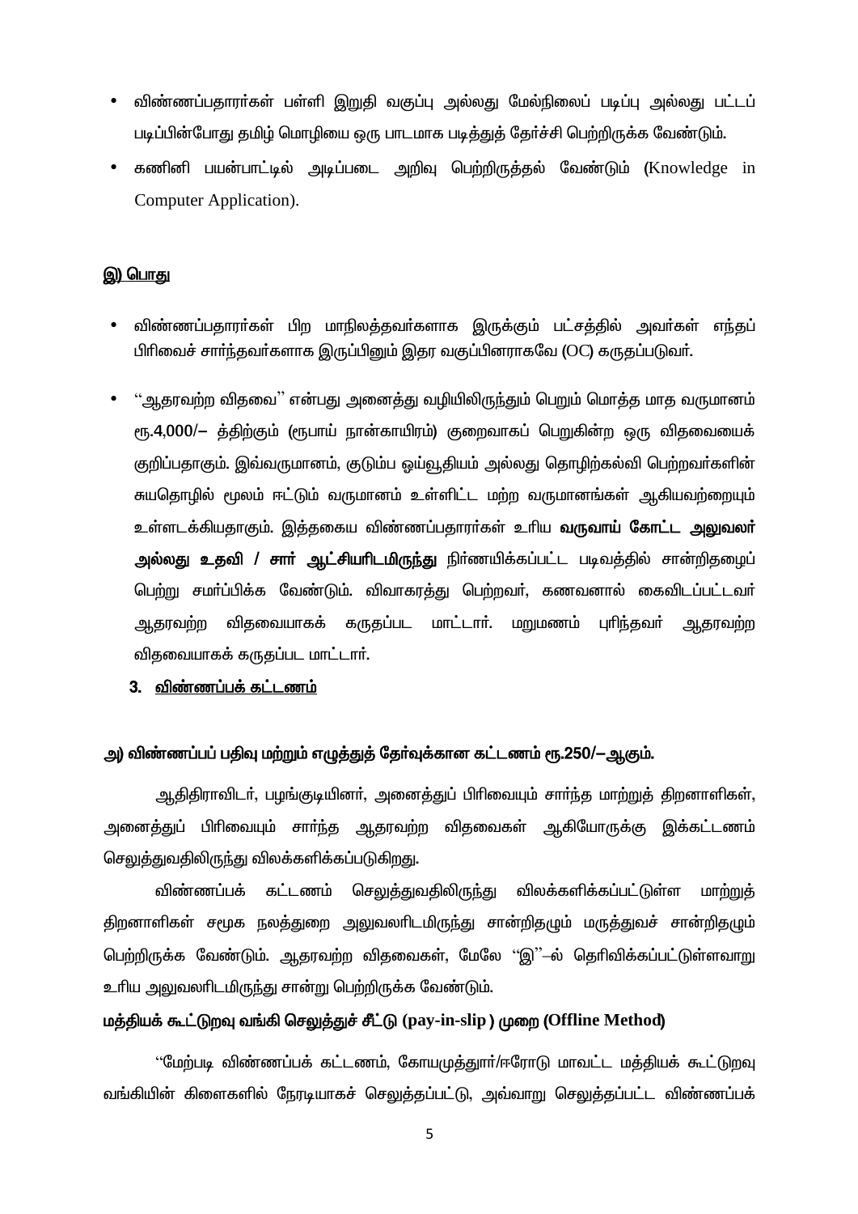- விண்ணப்பதாரர்கள் பள்ளி இறுதி வகுப்பு அல்லது மேல்நிலைப் படிப்பு அல்லது பட்டப் படிப்பின்போது தமிழ் மொழியை ஒரு பாடமாக படித்துத் தேர்ச்சி பெற்றிருக்க வேண்டும்.
- கணினி பயன்பாட்டில் அடிப்படை அறிவு பெற்றிருத்தல் வேண்டும் (Knowledge in Computer Application).

**இ) பொது**

- விண்ணப்பதாரர்கள் பிற மாநிலத்தவர்களாக இருக்கும் பட்சத்தில் அவர்கள் எந்தப் பிரிவைச் சார்ந்தவர்களாக இருப்பினும் இதர வகுப்பினராகவே (OC) கருதப்படுவர்.
- ''ஆதரவற்ற விதவை'' என்பது அனைத்து வழியிலிருந்தும் பெறும் மொத்த மாத வருமானம் ரூ.4,000/– த்திற்கும் (ரூபாய் நான்காயிரம்) குறைவாகப் பெறுகின்ற ஒரு விதவையைக் குறிப்பதாகும். இவ்வருமானம், குடும்ப ஓய்வூதியம் அல்லது தொழிற்கல்வி பெற்றவர்களின் சுயதொழில் மூலம் ஈட்டும் வருமானம் உள்ளிட்ட மற்ற வருமானங்கள் ஆகியவற்றையும் உள்ளடக்கியதாகும். இத்தகைய விண்ணப்பதாரர்கள் உரிய **வருவாய் கோட்ட அலுவலர் அல்லது உதவி / சார் ஆட்சியரிடமிருந்து** நிர்ணயிக்கப்பட்ட படிவத்தில் சான்றிதழைப் பெற்று சமர்ப்பிக்க வேண்டும். விவாகரத்து பெற்றவர், கணவனால் கைவிடப்பட்டவர் ஆதரவற்ற விதவையாகக் கருதப்பட மாட்டார். மறுமணம் புரிந்தவர் ஆதரவற்ற விதவையாகக் கருதப்பட மாட்டார்.

## 3. விண்ணப்பக் கட்டணம்

**அ) விண்ணப்பப் பதிவு மற்றும் எழுத்துத் தேர்வுக்கான கட்டணம் ரூ.250/–ஆகும்.**

ஆதிதிராவிடர், பழங்குடியினர், அனைத்துப் பிரிவையும் சார்ந்த மாற்றுத் திறனாளிகள், அனைத்துப் பிரிவையும் சார்ந்த ஆதரவற்ற விதவைகள் ஆகியோருக்கு இக்கட்டணம் செலுத்துவதிலிருந்து விலக்களிக்கப்படுகிறது.

விண்ணப்பக் கட்டணம் செலுத்துவதிலிருந்து விலக்களிக்கப்பட்டுள்ள மாற்றுத் திறனாளிகள் சமூக நலத்துறை அலுவலரிடமிருந்து சான்றிதழும் மருத்துவச் சான்றிதழும் பெற்றிருக்க வேண்டும். ஆதரவற்ற விதவைகள், மேலே ''இ''–ல் தெரிவிக்கப்பட்டுள்ளவாறு உரிய அலுவலரிடமிருந்து சான்று பெற்றிருக்க வேண்டும்.

**மத்தியக் கூட்டுறவு வங்கி செலுத்துச் சீட்டு (pay-in-slip ) முறை (Offline Method)**

''மேற்படி விண்ணப்பக் கட்டணம், கோயமுத்தூர்/ஈரோடு மாவட்ட மத்தியக் கூட்டுறவு வங்கியின் கிளைகளில் நேரடியாகச் செலுத்தப்பட்டு, அவ்வாறு செலுத்தப்பட்ட விண்ணப்பக்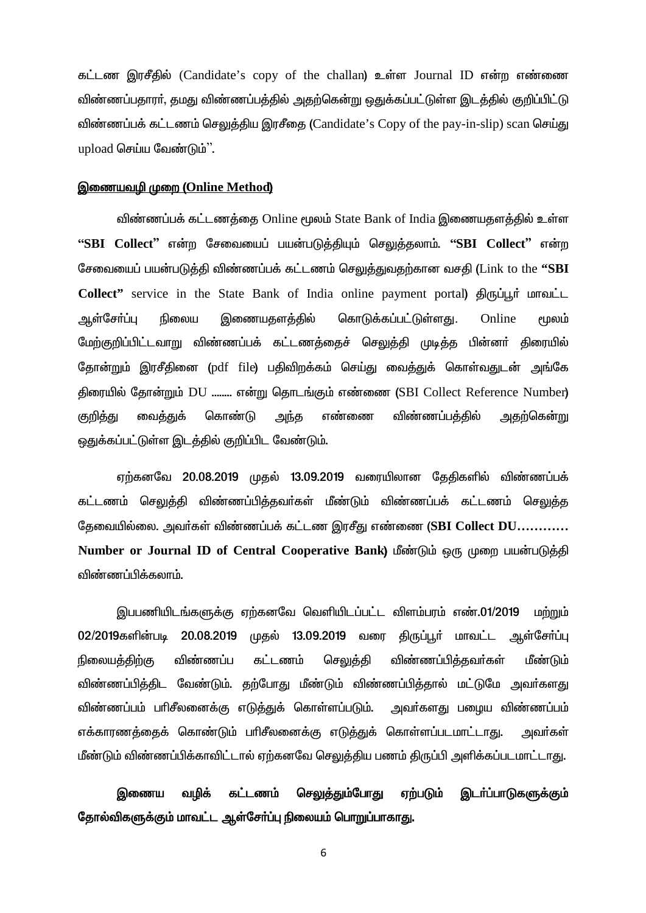கட்டண இரசீதில் (Candidate's copy of the challan) உள்ள Journal ID என்ற எண்ணை விண்ணப்பதாரர், தமது விண்ணப்பத்தில் அதற்கென்று ஒதுக்கப்பட்டுள்ள இடத்தில் குறிப்பிட்டு விண்ணப்பக் கட்டணம் செலுத்திய இரசீதை (Candidate's Copy of the pay-in-slip) scan செய்து upload செய்ய வேண்டும்".

**இணையவழி முறை (Online Method)**

விண்ணப்பக் கட்டணத்தை Online மூலம் State Bank of India இணையதளத்தில் உள்ள **"SBI Collect"** என்ற சேவையைப் பயன்படுத்தியும் செலுத்தலாம். **"SBI Collect"** என்ற சேவையைப் பயன்படுத்தி விண்ணப்பக் கட்டணம் செலுத்துவதற்கான வசதி (Link to the **"SBI Collect"** service in the State Bank of India online payment portal) திருப்பூர் மாவட்ட ஆள்சேர்ப்பு நிலைய இணையதளத்தில் கொடுக்கப்பட்டுள்ளது. Online மூலம் மேற்குறிப்பிட்டவாறு விண்ணப்பக் கட்டணத்தைச் செலுத்தி முடித்த பின்னர் திரையில் தோன்றும் இரசீதினை (pdf file) பதிவிறக்கம் செய்து வைத்துக் கொள்வதுடன் அங்கே திரையில் தோன்றும் DU ........ என்று தொடங்கும் எண்ணை (SBI Collect Reference Number) குறித்து வைத்துக் கொண்டு அந்த எண்ணை விண்ணப்பத்தில் அதற்கென்று ஒதுக்கப்பட்டுள்ள இடத்தில் குறிப்பிட வேண்டும்.

ஏற்கனவே 20.08.2019 முதல் 13.09.2019 வரையிலான தேதிகளில் விண்ணப்பக் கட்டணம் செலுத்தி விண்ணப்பித்தவர்கள் மீண்டும் விண்ணப்பக் கட்டணம் செலுத்த தேவையில்லை. அவர்கள் விண்ணப்பக் கட்டண இரசீது எண்ணை **(SBI Collect DU………… Number or Journal ID of Central Cooperative Bank)** மீண்டும் ஒரு முறை பயன்படுத்தி விண்ணப்பிக்கலாம்.

இபபணியிடங்களுக்கு ஏற்கனவே வெளியிடப்பட்ட விளம்பரம் எண்.01/2019 மற்றும் 02/2019களின்படி 20.08.2019 முதல் 13.09.2019 வரை திருப்பூர் மாவட்ட ஆள்சேர்ப்பு நிலையத்திற்கு விண்ணப்ப கட்டணம் செலுத்தி விண்ணப்பித்தவர்கள் மீண்டும் விண்ணப்பித்திட வேண்டும். தற்போது மீண்டும் விண்ணப்பித்தால் மட்டுமே அவர்களது விண்ணப்பம் பரிசீலனைக்கு எடுத்துக் கொள்ளப்படும். அவர்களது பழைய விண்ணப்பம் எக்காரணத்தைக் கொண்டும் பரிசீலனைக்கு எடுத்துக் கொள்ளப்படமாட்டாது. அவர்கள் மீண்டும் விண்ணப்பிக்காவிட்டால் ஏற்கனவே செலுத்திய பணம் திருப்பி அளிக்கப்படமாட்டாது.

**இணைய வழிக் கட்டணம் செலுத்தும்போது ஏற்படும் இடர்ப்பாடுகளுக்கும் தோல்விகளுக்கும் மாவட்ட ஆள்சேர்ப்பு நிலையம் பொறுப்பாகாது.**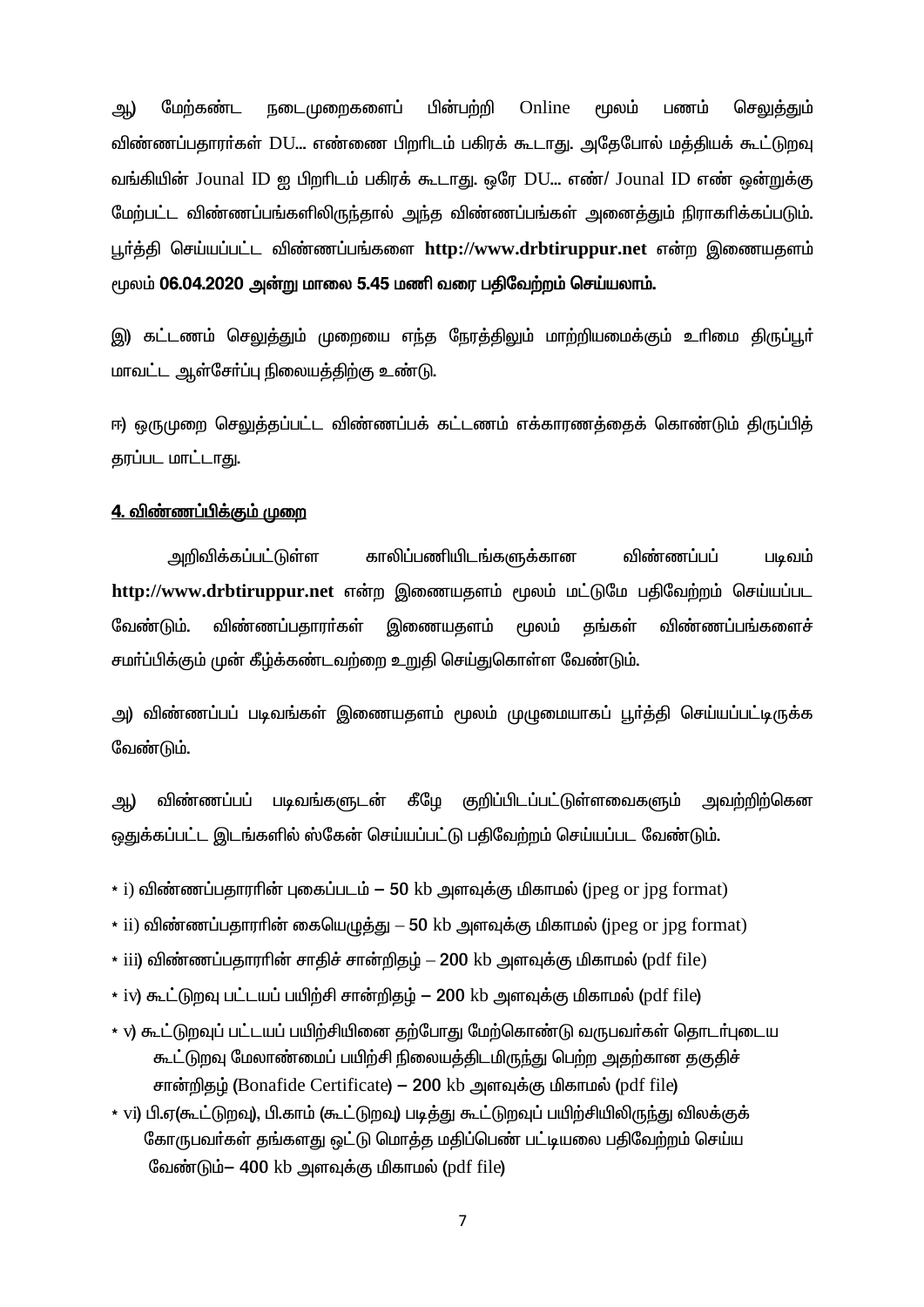ஆ) மேற்கண்ட நடைமுறைகளைப் பின்பற்றி Online மூலம் பணம் செலுத்தும் விண்ணப்பதாரர்கள் DU... எண்ணை பிறரிடம் பகிரக் கூடாது. அதேபோல் மத்தியக் கூட்டுறவு வங்கியின் Jounal ID ஐ பிறரிடம் பகிரக் கூடாது. ஒரே DU... எண்/ Jounal ID எண் ஒன்றுக்கு மேற்பட்ட விண்ணப்பங்களிலிருந்தால் அந்த விண்ணப்பங்கள் அனைத்தும் நிராகரிக்கப்படும். பூர்த்தி செய்யப்பட்ட விண்ணப்பங்களை **http://www.drbtiruppur.net** என்ற இணையதளம் மூலம் **06.04.2020 அன்று மாலை 5.45 மணி வரை பதிவேற்றம் செய்யலாம்.**

இ) கட்டணம் செலுத்தும் முறையை எந்த நேரத்திலும் மாற்றியமைக்கும் உரிமை திருப்பூர் மாவட்ட ஆள்சேர்ப்பு நிலையத்திற்கு உண்டு.

ஈ) ஒருமுறை செலுத்தப்பட்ட விண்ணப்பக் கட்டணம் எக்காரணத்தைக் கொண்டும் திருப்பித் தரப்பட மாட்டாது.

**<u>4. விண்ணப்பிக்கும் முறை</u>**

அறிவிக்கப்பட்டுள்ள காலிப்பணியிடங்களுக்கான விண்ணப்பப் படிவம் **http://www.drbtiruppur.net** என்ற இணையதளம் மூலம் மட்டுமே பதிவேற்றம் செய்யப்பட வேண்டும். விண்ணப்பதாரர்கள் இணையதளம் மூலம் தங்கள் விண்ணப்பங்களைச் சமர்ப்பிக்கும் முன் கீழ்க்கண்டவற்றை உறுதி செய்துகொள்ள வேண்டும்.

அ) விண்ணப்பப் படிவங்கள் இணையதளம் மூலம் முழுமையாகப் பூர்த்தி செய்யப்பட்டிருக்க வேண்டும்.

ஆ) விண்ணப்பப் படிவங்களுடன் கீழே குறிப்பிடப்பட்டுள்ளவைகளும் அவற்றிற்கென ஒதுக்கப்பட்ட இடங்களில் ஸ்கேன் செய்யப்பட்டு பதிவேற்றம் செய்யப்பட வேண்டும்.

- i) விண்ணப்பதாரரின் புகைப்படம் – 50 kb அளவுக்கு மிகாமல் (jpeg or jpg format)
- ii) விண்ணப்பதாரரின் கையெழுத்து – 50 kb அளவுக்கு மிகாமல் (jpeg or jpg format)
- iii) விண்ணப்பதாரரின் சாதிச் சான்றிதழ் – 200 kb அளவுக்கு மிகாமல் (pdf file)
- iv) கூட்டுறவு பட்டயப் பயிற்சி சான்றிதழ் – 200 kb அளவுக்கு மிகாமல் (pdf file)
- v) கூட்டுறவுப் பட்டயப் பயிற்சியினை தற்போது மேற்கொண்டு வருபவர்கள் தொடர்புடைய கூட்டுறவு மேலாண்மைப் பயிற்சி நிலையத்திடமிருந்து பெற்ற அதற்கான தகுதிச் சான்றிதழ் (Bonafide Certificate) – 200 kb அளவுக்கு மிகாமல் (pdf file)
- vi) பி.ஏ(கூட்டுறவு), பி.காம் (கூட்டுறவு) படித்து கூட்டுறவுப் பயிற்சியிலிருந்து விலக்குக் கோருபவர்கள் தங்களது ஒட்டு மொத்த மதிப்பெண் பட்டியலை பதிவேற்றம் செய்ய வேண்டும்– 400 kb அளவுக்கு மிகாமல் (pdf file)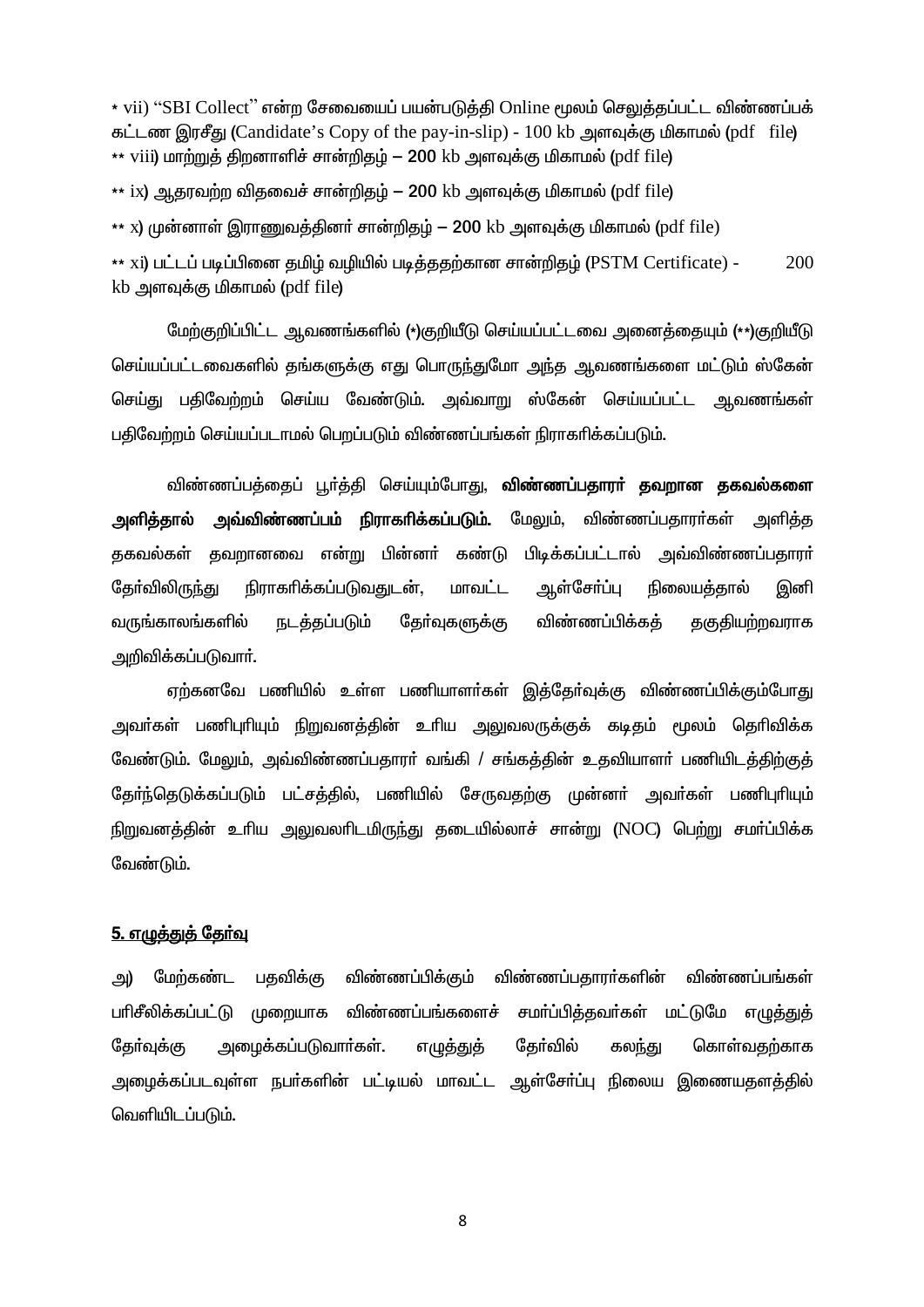* vii) “SBI Collect” என்ற சேவையைப் பயன்படுத்தி Online மூலம் செலுத்தப்பட்ட விண்ணப்பக் கட்டண இரசீது (Candidate’s Copy of the pay-in-slip) - 100 kb அளவுக்கு மிகாமல் (pdf file)

** viii) மாற்றுத் திறனாளிச் சான்றிதழ் – 200 kb அளவுக்கு மிகாமல் (pdf file)

** ix) ஆதரவற்ற விதவைச் சான்றிதழ் – 200 kb அளவுக்கு மிகாமல் (pdf file)

** x) முன்னாள் இராணுவத்தினர் சான்றிதழ் – 200 kb அளவுக்கு மிகாமல் (pdf file)

** xi) பட்டப் படிப்பினை தமிழ் வழியில் படித்ததற்கான சான்றிதழ் (PSTM Certificate) - 200 kb அளவுக்கு மிகாமல் (pdf file)

மேற்குறிப்பிட்ட ஆவணங்களில் (*)குறியீடு செய்யப்பட்டவை அனைத்தையும் (**)குறியீடு செய்யப்பட்டவைகளில் தங்களுக்கு எது பொருந்துமோ அந்த ஆவணங்களை மட்டும் ஸ்கேன் செய்து பதிவேற்றம் செய்ய வேண்டும். அவ்வாறு ஸ்கேன் செய்யப்பட்ட ஆவணங்கள் பதிவேற்றம் செய்யப்படாமல் பெறப்படும் விண்ணப்பங்கள் நிராகரிக்கப்படும்.

விண்ணப்பத்தைப் பூர்த்தி செய்யும்போது, **விண்ணப்பதாரர் தவறான தகவல்களை அளித்தால் அவ்விண்ணப்பம் நிராகரிக்கப்படும்.** மேலும், விண்ணப்பதாரர்கள் அளித்த தகவல்கள் தவறானவை என்று பின்னர் கண்டு பிடிக்கப்பட்டால் அவ்விண்ணப்பதாரர் தேர்விலிருந்து நிராகரிக்கப்படுவதுடன், மாவட்ட ஆள்சேர்ப்பு நிலையத்தால் இனி வருங்காலங்களில் நடத்தப்படும் தேர்வுகளுக்கு விண்ணப்பிக்கத் தகுதியற்றவராக அறிவிக்கப்படுவார்.

ஏற்கனவே பணியில் உள்ள பணியாளர்கள் இத்தேர்வுக்கு விண்ணப்பிக்கும்போது அவர்கள் பணிபுரியும் நிறுவனத்தின் உரிய அலுவலருக்குக் கடிதம் மூலம் தெரிவிக்க வேண்டும். மேலும், அவ்விண்ணப்பதாரர் வங்கி / சங்கத்தின் உதவியாளர் பணியிடத்திற்குத் தேர்ந்தெடுக்கப்படும் பட்சத்தில், பணியில் சேருவதற்கு முன்னர் அவர்கள் பணிபுரியும் நிறுவனத்தின் உரிய அலுவலரிடமிருந்து தடையில்லாச் சான்று (NOC) பெற்று சமர்ப்பிக்க வேண்டும்.

## 5. எழுத்துத் தேர்வு

அ) மேற்கண்ட பதவிக்கு விண்ணப்பிக்கும் விண்ணப்பதாரர்களின் விண்ணப்பங்கள் பரிசீலிக்கப்பட்டு முறையாக விண்ணப்பங்களைச் சமர்ப்பித்தவர்கள் மட்டுமே எழுத்துத் தேர்வுக்கு அழைக்கப்படுவார்கள். எழுத்துத் தேர்வில் கலந்து கொள்வதற்காக அழைக்கப்படவுள்ள நபர்களின் பட்டியல் மாவட்ட ஆள்சேர்ப்பு நிலைய இணையதளத்தில் வெளியிடப்படும்.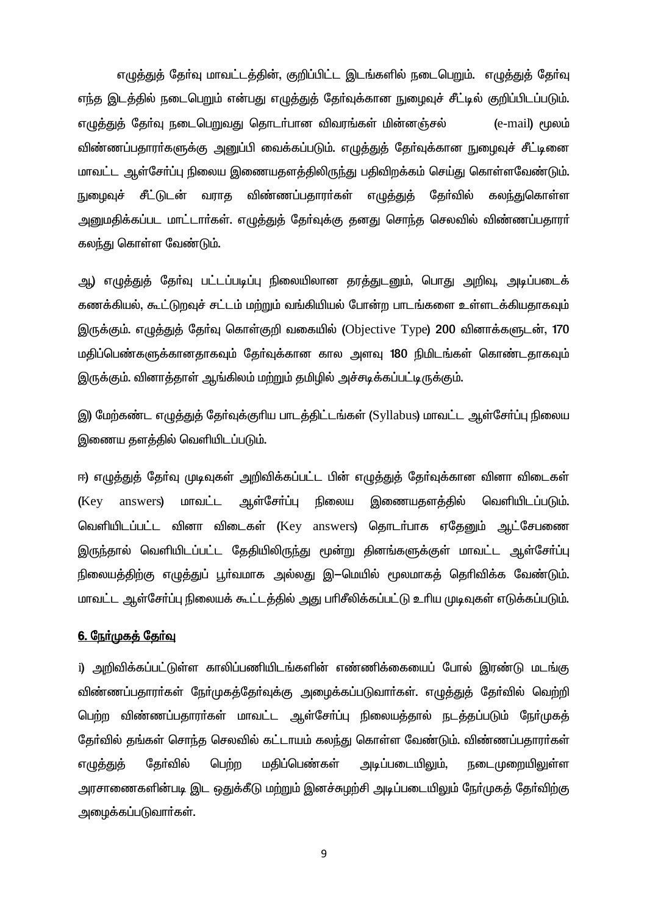எழுத்துத் தேர்வு மாவட்டத்தின், குறிப்பிட்ட இடங்களில் நடைபெறும். எழுத்துத் தேர்வு எந்த இடத்தில் நடைபெறும் என்பது எழுத்துத் தேர்வுக்கான நுழைவுச் சீட்டில் குறிப்பிடப்படும். எழுத்துத் தேர்வு நடைபெறுவது தொடர்பான விவரங்கள் மின்னஞ்சல் (e-mail) மூலம் விண்ணப்பதாரர்களுக்கு அனுப்பி வைக்கப்படும். எழுத்துத் தேர்வுக்கான நுழைவுச் சீட்டினை மாவட்ட ஆள்சேர்ப்பு நிலைய இணையதளத்திலிருந்து பதிவிறக்கம் செய்து கொள்ளவேண்டும். நுழைவுச் சீட்டுடன் வராத விண்ணப்பதாரர்கள் எழுத்துத் தேர்வில் கலந்துகொள்ள அனுமதிக்கப்பட மாட்டார்கள். எழுத்துத் தேர்வுக்கு தனது சொந்த செலவில் விண்ணப்பதாரர் கலந்து கொள்ள வேண்டும்.

ஆ) எழுத்துத் தேர்வு பட்டப்படிப்பு நிலையிலான தரத்துடனும், பொது அறிவு, அடிப்படைக் கணக்கியல், கூட்டுறவுச் சட்டம் மற்றும் வங்கியியல் போன்ற பாடங்களை உள்ளடக்கியதாகவும் இருக்கும். எழுத்துத் தேர்வு கொள்குறி வகையில் (Objective Type) 200 வினாக்களுடன், 170 மதிப்பெண்களுக்கானதாகவும் தேர்வுக்கான கால அளவு 180 நிமிடங்கள் கொண்டதாகவும் இருக்கும். வினாத்தாள் ஆங்கிலம் மற்றும் தமிழில் அச்சடிக்கப்பட்டிருக்கும்.

இ) மேற்கண்ட எழுத்துத் தேர்வுக்குரிய பாடத்திட்டங்கள் (Syllabus) மாவட்ட ஆள்சேர்ப்பு நிலைய இணைய தளத்தில் வெளியிடப்படும்.

ஈ) எழுத்துத் தேர்வு முடிவுகள் அறிவிக்கப்பட்ட பின் எழுத்துத் தேர்வுக்கான வினா விடைகள் (Key answers) மாவட்ட ஆள்சேர்ப்பு நிலைய இணையதளத்தில் வெளியிடப்படும். வெளியிடப்பட்ட வினா விடைகள் (Key answers) தொடர்பாக ஏதேனும் ஆட்சேபணை இருந்தால் வெளியிடப்பட்ட தேதியிலிருந்து மூன்று தினங்களுக்குள் மாவட்ட ஆள்சேர்ப்பு நிலையத்திற்கு எழுத்துப் பூர்வமாக அல்லது இ–மெயில் மூலமாகத் தெரிவிக்க வேண்டும். மாவட்ட ஆள்சேர்ப்பு நிலையக் கூட்டத்தில் அது பரிசீலிக்கப்பட்டு உரிய முடிவுகள் எடுக்கப்படும்.

## <u>6. நேர்முகத் தேர்வு</u>

i) அறிவிக்கப்பட்டுள்ள காலிப்பணியிடங்களின் எண்ணிக்கையைப் போல் இரண்டு மடங்கு விண்ணப்பதாரர்கள் நேர்முகத்தேர்வுக்கு அழைக்கப்படுவார்கள். எழுத்துத் தேர்வில் வெற்றி பெற்ற விண்ணப்பதாரர்கள் மாவட்ட ஆள்சேர்ப்பு நிலையத்தால் நடத்தப்படும் நேர்முகத் தேர்வில் தங்கள் சொந்த செலவில் கட்டாயம் கலந்து கொள்ள வேண்டும். விண்ணப்பதாரர்கள் எழுத்துத் தேர்வில் பெற்ற மதிப்பெண்கள் அடிப்படையிலும், நடைமுறையிலுள்ள அரசாணைகளின்படி இட ஒதுக்கீடு மற்றும் இனச்சுழற்சி அடிப்படையிலும் நேர்முகத் தேர்விற்கு அழைக்கப்படுவார்கள்.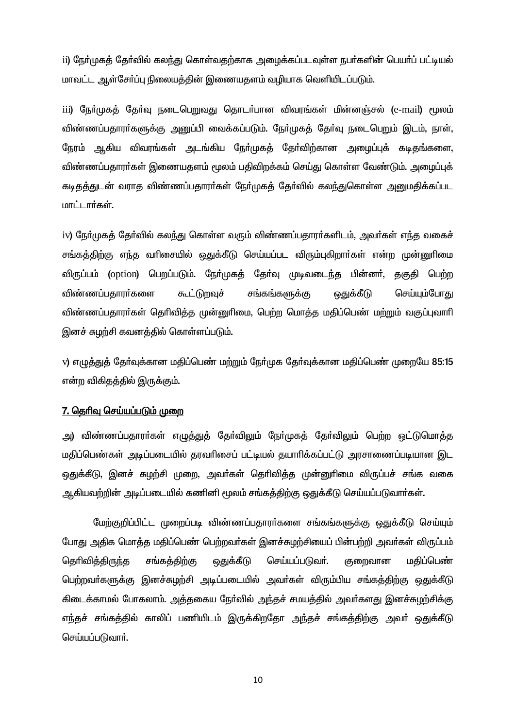ii) நேர்முகத் தேர்வில் கலந்து கொள்வதற்காக அழைக்கப்படவுள்ள நபர்களின் பெயர்ப் பட்டியல் மாவட்ட ஆள்சேர்ப்பு நிலையத்தின் இணையதளம் வழியாக வெளியிடப்படும்.

iii) நேர்முகத் தேர்வு நடைபெறுவது தொடர்பான விவரங்கள் மின்னஞ்சல் (e-mail) மூலம் விண்ணப்பதாரர்களுக்கு அனுப்பி வைக்கப்படும். நேர்முகத் தேர்வு நடைபெறும் இடம், நாள், நேரம் ஆகிய விவரங்கள் அடங்கிய நேர்முகத் தேர்விற்கான அழைப்புக் கடிதங்களை, விண்ணப்பதாரர்கள் இணையதளம் மூலம் பதிவிறக்கம் செய்து கொள்ள வேண்டும். அழைப்புக் கடிதத்துடன் வராத விண்ணப்பதாரர்கள் நேர்முகத் தேர்வில் கலந்துகொள்ள அனுமதிக்கப்பட மாட்டார்கள்.

iv) நேர்முகத் தேர்வில் கலந்து கொள்ள வரும் விண்ணப்பதாரர்களிடம், அவர்கள் எந்த வகைச் சங்கத்திற்கு எந்த வரிசையில் ஒதுக்கீடு செய்யப்பட விரும்புகிறார்கள் என்ற முன்னுரிமை விருப்பம் (option) பெறப்படும். நேர்முகத் தேர்வு முடிவடைந்த பின்னர், தகுதி பெற்ற விண்ணப்பதாரர்களை கூட்டுறவுச் சங்கங்களுக்கு ஒதுக்கீடு செய்யும்போது விண்ணப்பதாரர்கள் தெரிவித்த முன்னுரிமை, பெற்ற மொத்த மதிப்பெண் மற்றும் வகுப்புவாரி இனச் சுழற்சி கவனத்தில் கொள்ளப்படும்.

v) எழுத்துத் தேர்வுக்கான மதிப்பெண் மற்றும் நேர்முக தேர்வுக்கான மதிப்பெண் முறையே 85:15 என்ற விகிதத்தில் இருக்கும்.

## 7. தெரிவு செய்யப்படும் முறை

அ) விண்ணப்பதாரர்கள் எழுத்துத் தேர்விலும் நேர்முகத் தேர்விலும் பெற்ற ஒட்டுமொத்த மதிப்பெண்கள் அடிப்படையில் தரவரிசைப் பட்டியல் தயாரிக்கப்பட்டு அரசாணைப்படியான இட ஒதுக்கீடு, இனச் சுழற்சி முறை, அவர்கள் தெரிவித்த முன்னுரிமை விருப்பச் சங்க வகை ஆகியவற்றின் அடிப்படையில் கணினி மூலம் சங்கத்திற்கு ஒதுக்கீடு செய்யப்படுவார்கள்.

மேற்குறிப்பிட்ட முறைப்படி விண்ணப்பதாரர்களை சங்கங்களுக்கு ஒதுக்கீடு செய்யும் போது அதிக மொத்த மதிப்பெண் பெற்றவர்கள் இனச்சுழற்சியைப் பின்பற்றி அவர்கள் விருப்பம் தெரிவித்திருந்த சங்கத்திற்கு ஒதுக்கீடு செய்யப்படுவர். குறைவான மதிப்பெண் பெற்றவர்களுக்கு இனச்சுழற்சி அடிப்படையில் அவர்கள் விரும்பிய சங்கத்திற்கு ஒதுக்கீடு கிடைக்காமல் போகலாம். அத்தகைய நேர்வில் அந்தச் சமயத்தில் அவர்களது இனச்சுழற்சிக்கு எந்தச் சங்கத்தில் காலிப் பணியிடம் இருக்கிறதோ அந்தச் சங்கத்திற்கு அவர் ஒதுக்கீடு செய்யப்படுவார்.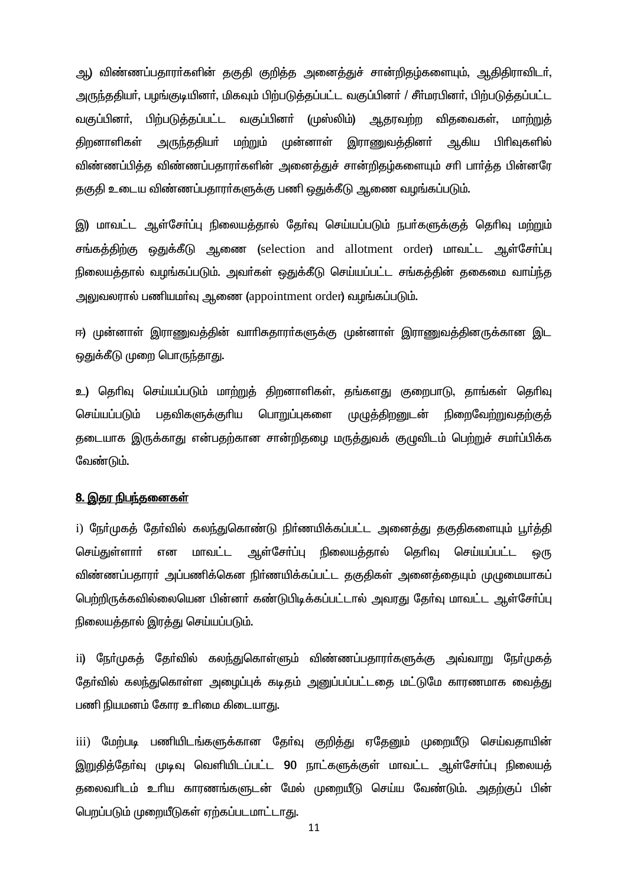ஆ) விண்ணப்பதாரர்களின் தகுதி குறித்த அனைத்துச் சான்றிதழ்களையும், ஆதிதிராவிடர், அருந்ததியர், பழங்குடியினர், மிகவும் பிற்படுத்தப்பட்ட வகுப்பினர் / சீர்மரபினர், பிற்படுத்தப்பட்ட வகுப்பினர், பிற்படுத்தப்பட்ட வகுப்பினர் (முஸ்லிம்) ஆதரவற்ற விதவைகள், மாற்றுத் திறனாளிகள் அருந்ததியர் மற்றும் முன்னாள் இராணுவத்தினர் ஆகிய பிரிவுகளில் விண்ணப்பித்த விண்ணப்பதாரர்களின் அனைத்துச் சான்றிதழ்களையும் சரி பார்த்த பின்னரே தகுதி உடைய விண்ணப்பதாரர்களுக்கு பணி ஒதுக்கீடு ஆணை வழங்கப்படும்.

இ) மாவட்ட ஆள்சேர்ப்பு நிலையத்தால் தேர்வு செய்யப்படும் நபர்களுக்குத் தெரிவு மற்றும் சங்கத்திற்கு ஒதுக்கீடு ஆணை (selection and allotment order) மாவட்ட ஆள்சேர்ப்பு நிலையத்தால் வழங்கப்படும். அவர்கள் ஒதுக்கீடு செய்யப்பட்ட சங்கத்தின் தகைமை வாய்ந்த அலுவலரால் பணியமர்வு ஆணை (appointment order) வழங்கப்படும்.

ஈ) முன்னாள் இராணுவத்தின் வாரிசுதாரர்களுக்கு முன்னாள் இராணுவத்தினருக்கான இட ஒதுக்கீடு முறை பொருந்தாது.

உ) தெரிவு செய்யப்படும் மாற்றுத் திறனாளிகள், தங்களது குறைபாடு, தாங்கள் தெரிவு செய்யப்படும் பதவிகளுக்குரிய பொறுப்புகளை முழுத்திறனுடன் நிறைவேற்றுவதற்குத் தடையாக இருக்காது என்பதற்கான சான்றிதழை மருத்துவக் குழுவிடம் பெற்றுச் சமர்ப்பிக்க வேண்டும்.

**8. இதர நிபந்தனைகள்**

i) நேர்முகத் தேர்வில் கலந்துகொண்டு நிர்ணயிக்கப்பட்ட அனைத்து தகுதிகளையும் பூர்த்தி செய்துள்ளார் என மாவட்ட ஆள்சேர்ப்பு நிலையத்தால் தெரிவு செய்யப்பட்ட ஒரு விண்ணப்பதாரர் அப்பணிக்கென நிர்ணயிக்கப்பட்ட தகுதிகள் அனைத்தையும் முழுமையாகப் பெற்றிருக்கவில்லையென பின்னர் கண்டுபிடிக்கப்பட்டால் அவரது தேர்வு மாவட்ட ஆள்சேர்ப்பு நிலையத்தால் இரத்து செய்யப்படும்.

ii) நேர்முகத் தேர்வில் கலந்துகொள்ளும் விண்ணப்பதாரர்களுக்கு அவ்வாறு நேர்முகத் தேர்வில் கலந்துகொள்ள அழைப்புக் கடிதம் அனுப்பப்பட்டதை மட்டுமே காரணமாக வைத்து பணி நியமனம் கோர உரிமை கிடையாது.

iii) மேற்படி பணியிடங்களுக்கான தேர்வு குறித்து ஏதேனும் முறையீடு செய்வதாயின் இறுதித்தேர்வு முடிவு வெளியிடப்பட்ட 90 நாட்களுக்குள் மாவட்ட ஆள்சேர்ப்பு நிலையத் தலைவரிடம் உரிய காரணங்களுடன் மேல் முறையீடு செய்ய வேண்டும். அதற்குப் பின் பெறப்படும் முறையீடுகள் ஏற்கப்படமாட்டாது.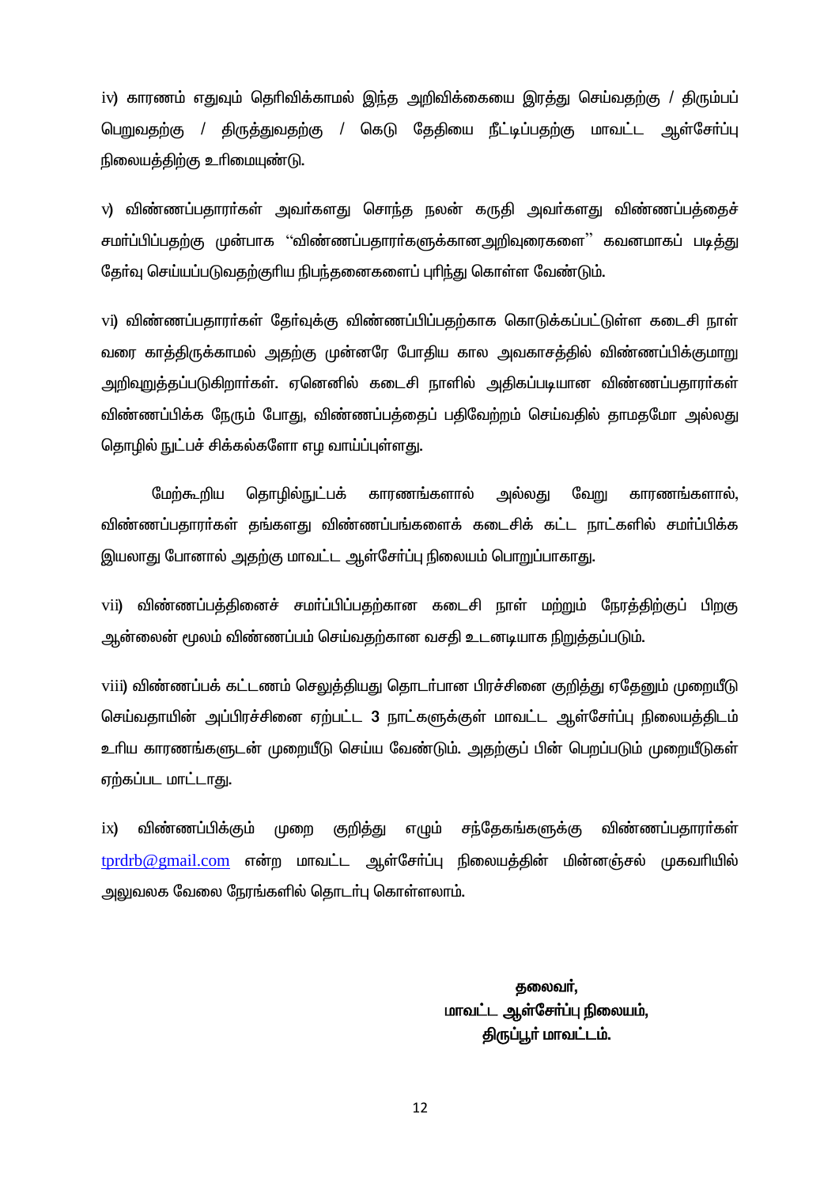iv) காரணம் எதுவும் தெரிவிக்காமல் இந்த அறிவிக்கையை இரத்து செய்வதற்கு / திரும்பப் பெறுவதற்கு / திருத்துவதற்கு / கெடு தேதியை நீட்டிப்பதற்கு மாவட்ட ஆள்சேர்ப்பு நிலையத்திற்கு உரிமையுண்டு.

v) விண்ணப்பதாரர்கள் அவர்களது சொந்த நலன் கருதி அவர்களது விண்ணப்பத்தைச் சமர்ப்பிப்பதற்கு முன்பாக "விண்ணப்பதாரர்களுக்கானஅறிவுரைகளை" கவனமாகப் படித்து தேர்வு செய்யப்படுவதற்குரிய நிபந்தனைகளைப் புரிந்து கொள்ள வேண்டும்.

vi) விண்ணப்பதாரர்கள் தேர்வுக்கு விண்ணப்பிப்பதற்காக கொடுக்கப்பட்டுள்ள கடைசி நாள் வரை காத்திருக்காமல் அதற்கு முன்னரே போதிய கால அவகாசத்தில் விண்ணப்பிக்குமாறு அறிவுறுத்தப்படுகிறார்கள். ஏனெனில் கடைசி நாளில் அதிகப்படியான விண்ணப்பதாரர்கள் விண்ணப்பிக்க நேரும் போது, விண்ணப்பத்தைப் பதிவேற்றம் செய்வதில் தாமதமோ அல்லது தொழில் நுட்பச் சிக்கல்களோ எழ வாய்ப்புள்ளது.

மேற்கூறிய தொழில்நுட்பக் காரணங்களால் அல்லது வேறு காரணங்களால், விண்ணப்பதாரர்கள் தங்களது விண்ணப்பங்களைக் கடைசிக் கட்ட நாட்களில் சமர்ப்பிக்க இயலாது போனால் அதற்கு மாவட்ட ஆள்சேர்ப்பு நிலையம் பொறுப்பாகாது.

vii) விண்ணப்பத்தினைச் சமர்ப்பிப்பதற்கான கடைசி நாள் மற்றும் நேரத்திற்குப் பிறகு ஆன்லைன் மூலம் விண்ணப்பம் செய்வதற்கான வசதி உடனடியாக நிறுத்தப்படும்.

viii) விண்ணப்பக் கட்டணம் செலுத்தியது தொடர்பான பிரச்சினை குறித்து ஏதேனும் முறையீடு செய்வதாயின் அப்பிரச்சினை ஏற்பட்ட 3 நாட்களுக்குள் மாவட்ட ஆள்சேர்ப்பு நிலையத்திடம் உரிய காரணங்களுடன் முறையீடு செய்ய வேண்டும். அதற்குப் பின் பெறப்படும் முறையீடுகள் ஏற்கப்பட மாட்டாது.

ix) விண்ணப்பிக்கும் முறை குறித்து எழும் சந்தேகங்களுக்கு விண்ணப்பதாரர்கள் tprdrb@gmail.com என்ற மாவட்ட ஆள்சேர்ப்பு நிலையத்தின் மின்னஞ்சல் முகவரியில் அலுவலக வேலை நேரங்களில் தொடர்பு கொள்ளலாம்.

**தலைவர்,**
**மாவட்ட ஆள்சேர்ப்பு நிலையம்,**
**திருப்பூர் மாவட்டம்.**